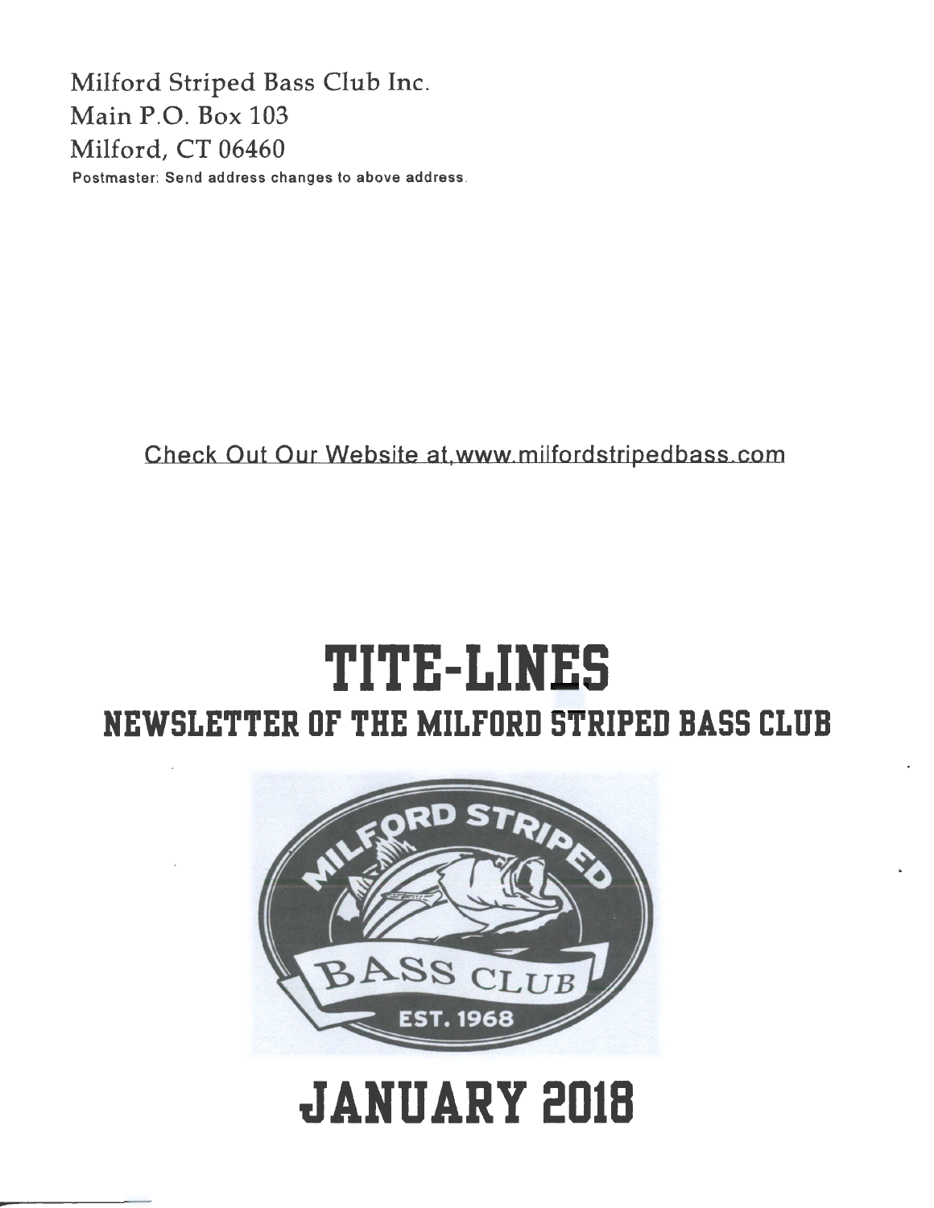Milford Striped Bass Club Inc.
Main P.O. Box 103
Milford, CT 06460
Postmaster: Send address changes to above address.

Check Out Our Website at www.milfordstripedbass.com

# TITE-LINES

## NEWSLETTER OF THE MILFORD STRIPED BASS CLUB

# JANUARY 2018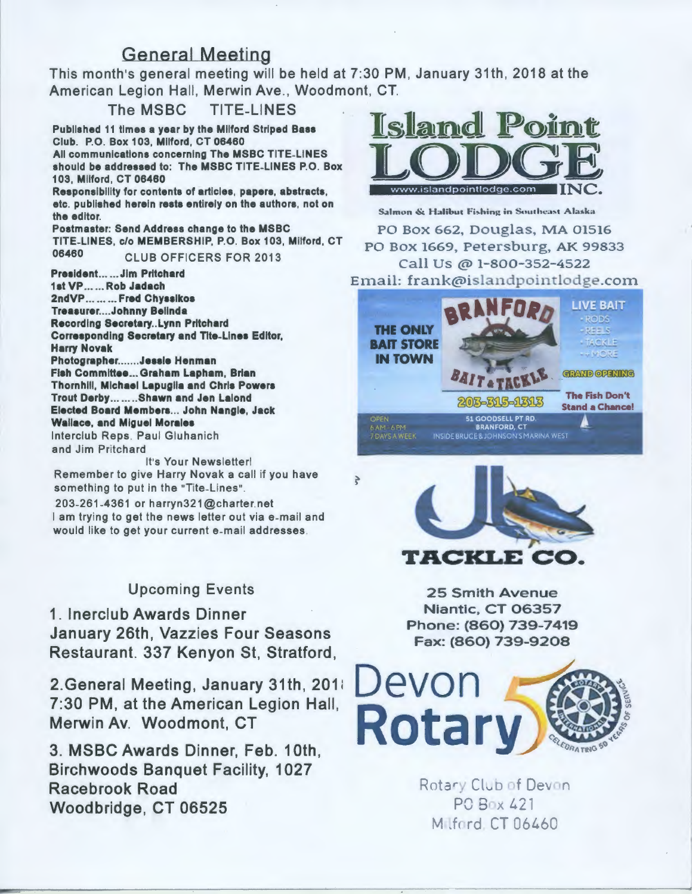## General Meeting

This month's general meeting will be held at 7:30 PM, January 31th, 2018 at the American Legion Hall, Merwin Ave., Woodmont, CT.

### The MSBC TITE-LINES

**Published 11 times a year by the Milford Striped Bass Club. P.O. Box 103, Milford, CT 06460**

**All communications concerning The MSBC TITE-LINES should be addressed to: The MSBC TITE-LINES P.O. Box 103, Milford, CT 06460**

**Responsibility for contents of articles, papers, abstracts, etc. published herein rests entirely on the authors, not on the editor.**

**Postmaster: Send Address change to the MSBC TITE-LINES, c/o MEMBERSHIP, P.O. Box 103, Milford, CT 06460**

CLUB OFFICERS FOR 2013

**President... ...Jim Pritchard**
**1st VP... ... Rob Jadach**
**2ndVP... ... ... Fred Chyssikos**
**Treasurer....Johnny Belinda**
**Recording Secretary..Lynn Pritchard**
**Corresponding Secretary and Tite-Lines Editor, Harry Novak**
**Photographer.......Jessie Henman**
**Fish Committee... Graham Lapham, Brian Thornhill, Michael Lapuglia and Chris Powers**
**Trout Derby... ... ..Shawn and Jen Lalond**
**Elected Board Members... John Nangle, Jack Wallace, and Miguel Morales**
Interclub Reps. Paul Gluhanich and Jim Pritchard

It's Your Newsletter!
Remember to give Harry Novak a call if you have something to put in the "Tite-Lines".
203-261-4361 or harryn321@charter.net
I am trying to get the news letter out via e-mail and would like to get your current e-mail addresses.

### Upcoming Events

1. Inerclub Awards Dinner January 26th, Vazzies Four Seasons Restaurant. 337 Kenyon St, Stratford,

2. General Meeting, January 31th, 2018 7:30 PM, at the American Legion Hall, Merwin Av. Woodmont, CT

3. MSBC Awards Dinner, Feb. 10th, Birchwoods Banquet Facility, 1027 Racebrook Road Woodbridge, CT 06525

---

**Island Point LODGE INC.**
www.islandpointlodge.com
Salmon & Halibut Fishing in Southeast Alaska
PO Box 662, Douglas, MA 01516
PO Box 1669, Petersburg, AK 99833
Call Us @ 1-800-352-4522
Email: frank@islandpointlodge.com

**BRANFORD BAIT & TACKLE**
THE ONLY BAIT STORE IN TOWN
LIVE BAIT • RODS • REELS • TACKLE • + MORE
GRAND OPENING
203-315-1313
The Fish Don't Stand a Chance!
OPEN 6 AM - 6 PM 7 DAYS A WEEK
51 GOODSELL PT RD. BRANFORD, CT
INSIDE BRUCE & JOHNSON'S MARINA WEST

**JB TACKLE CO.**
25 Smith Avenue
Niantic, CT 06357
Phone: (860) 739-7419
Fax: (860) 739-9208

**Devon Rotary**
Rotary Club of Devon
PO Box 421
Milford, CT 06460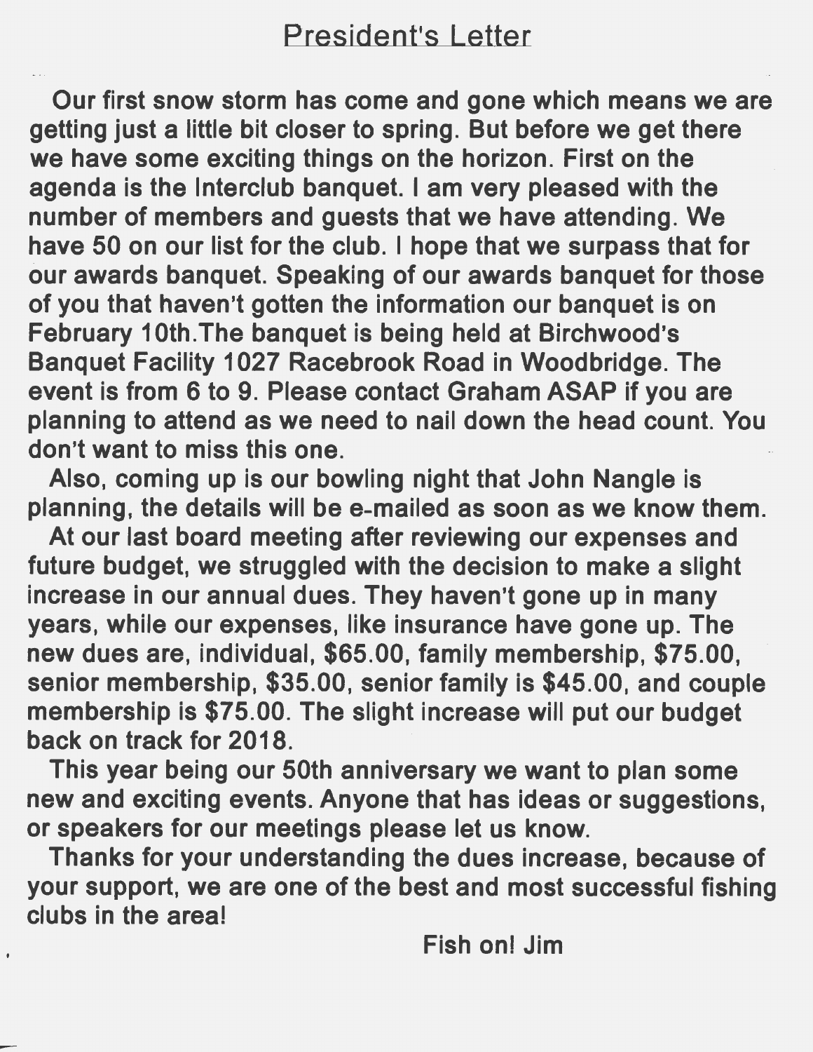## President's Letter

Our first snow storm has come and gone which means we are getting just a little bit closer to spring. But before we get there we have some exciting things on the horizon. First on the agenda is the Interclub banquet. I am very pleased with the number of members and guests that we have attending. We have 50 on our list for the club. I hope that we surpass that for our awards banquet. Speaking of our awards banquet for those of you that haven't gotten the information our banquet is on February 10th.The banquet is being held at Birchwood's Banquet Facility 1027 Racebrook Road in Woodbridge. The event is from 6 to 9. Please contact Graham ASAP if you are planning to attend as we need to nail down the head count. You don't want to miss this one.

Also, coming up is our bowling night that John Nangle is planning, the details will be e-mailed as soon as we know them.

At our last board meeting after reviewing our expenses and future budget, we struggled with the decision to make a slight increase in our annual dues. They haven't gone up in many years, while our expenses, like insurance have gone up. The new dues are, individual, $65.00, family membership, $75.00, senior membership, $35.00, senior family is $45.00, and couple membership is $75.00. The slight increase will put our budget back on track for 2018.

This year being our 50th anniversary we want to plan some new and exciting events. Anyone that has ideas or suggestions, or speakers for our meetings please let us know.

Thanks for your understanding the dues increase, because of your support, we are one of the best and most successful fishing clubs in the area!

Fish on! Jim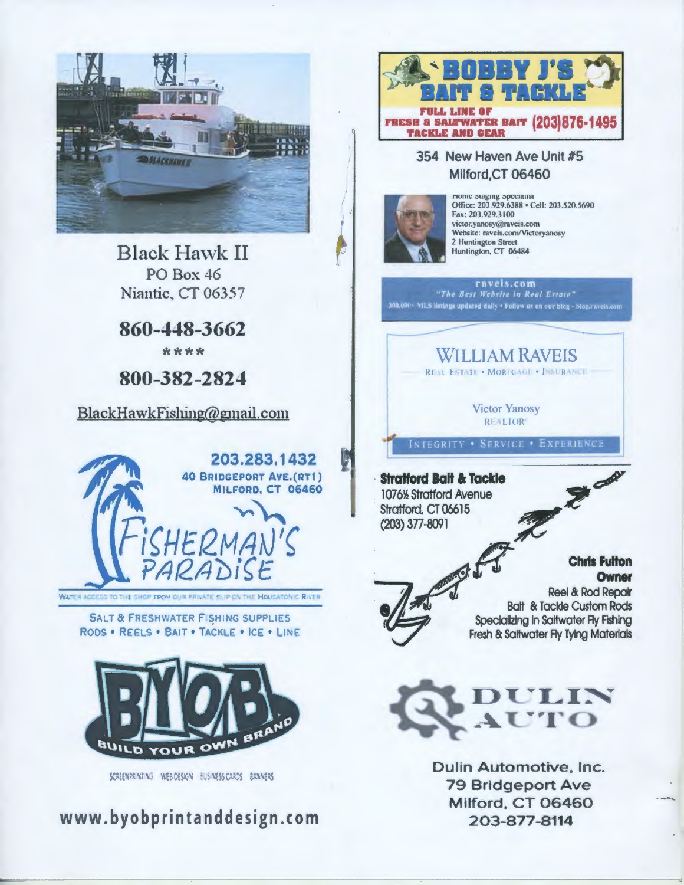Black Hawk II
PO Box 46
Niantic, CT 06357

**860-448-3662**

\*\*\*\*

**800-382-2824**

BlackHawkFishing@gmail.com

**203.283.1432**
**40 BRIDGEPORT AVE.(RT1)**
**MILFORD, CT 06460**

FISHERMAN'S PARADISE

WATER ACCESS TO THE SHOP FROM OUR PRIVATE SLIP ON THE HOUSATONIC RIVER

SALT & FRESHWATER FISHING SUPPLIES
RODS • REELS • BAIT • TACKLE • ICE • LINE

BYOB
BUILD YOUR OWN BRAND

SCREENPRINTING WEB DESIGN BUSINESS CARDS BANNERS

**www.byobprintanddesign.com**

**BOBBY J'S BAIT & TACKLE**
**FULL LINE OF FRESH & SALTWATER BAIT TACKLE AND GEAR** **(203)876-1495**

354 New Haven Ave Unit #5
Milford,CT 06460

Home Staging Specialist
Office: 203.929.6388 • Cell: 203.520.5690
Fax: 203.929.3100
victor.yanosy@raveis.com
Website: raveis.com/Victoryanosy
2 Huntington Street
Huntington, CT 06484

raveis.com
*"The Best Website in Real Estate"*
300,000+ MLS listings updated daily • Follow us on our blog - blog.raveis.com

WILLIAM RAVEIS
REAL ESTATE • MORTGAGE • INSURANCE

Victor Yanosy
REALTOR®

INTEGRITY • SERVICE • EXPERIENCE

**Stratford Bait & Tackle**
1076½ Stratford Avenue
Stratford, CT 06615
(203) 377-8091

**Chris Fulton**
**Owner**
Reel & Rod Repair
Bait & Tackle Custom Rods
Specializing in Saltwater Fly Fishing
Fresh & Saltwater Fly Tying Materials

DULIN AUTO

Dulin Automotive, Inc.
79 Bridgeport Ave
Milford, CT 06460
203-877-8114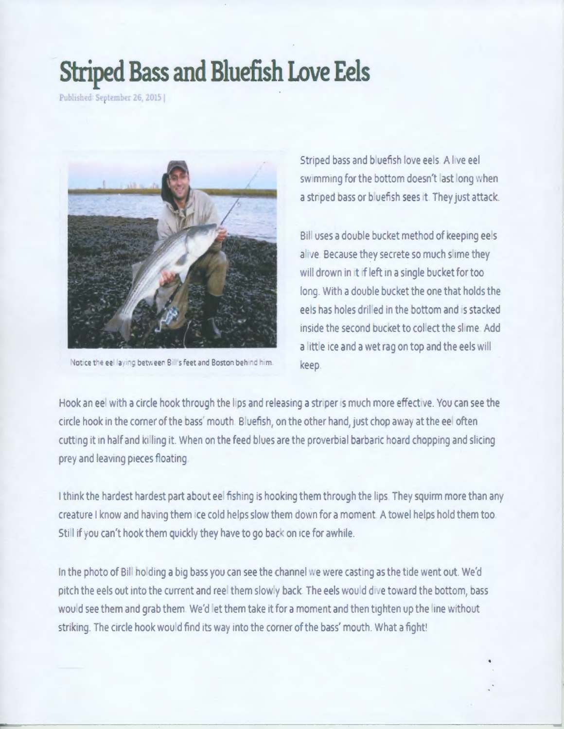# Striped Bass and Bluefish Love Eels

Published: September 26, 2015 |

Notice the eel laying between Bill's feet and Boston behind him.

Striped bass and bluefish love eels. A live eel swimming for the bottom doesn't last long when a striped bass or bluefish sees it. They just attack.

Bill uses a double bucket method of keeping eels alive. Because they secrete so much slime they will drown in it if left in a single bucket for too long. With a double bucket the one that holds the eels has holes drilled in the bottom and is stacked inside the second bucket to collect the slime. Add a little ice and a wet rag on top and the eels will keep.

Hook an eel with a circle hook through the lips and releasing a striper is much more effective. You can see the circle hook in the corner of the bass' mouth. Bluefish, on the other hand, just chop away at the eel often cutting it in half and killing it. When on the feed blues are the proverbial barbaric hoard chopping and slicing prey and leaving pieces floating.

I think the hardest hardest part about eel fishing is hooking them through the lips. They squirm more than any creature I know and having them ice cold helps slow them down for a moment. A towel helps hold them too. Still if you can't hook them quickly they have to go back on ice for awhile.

In the photo of Bill holding a big bass you can see the channel we were casting as the tide went out. We'd pitch the eels out into the current and reel them slowly back. The eels would dive toward the bottom, bass would see them and grab them. We'd let them take it for a moment and then tighten up the line without striking. The circle hook would find its way into the corner of the bass' mouth. What a fight!